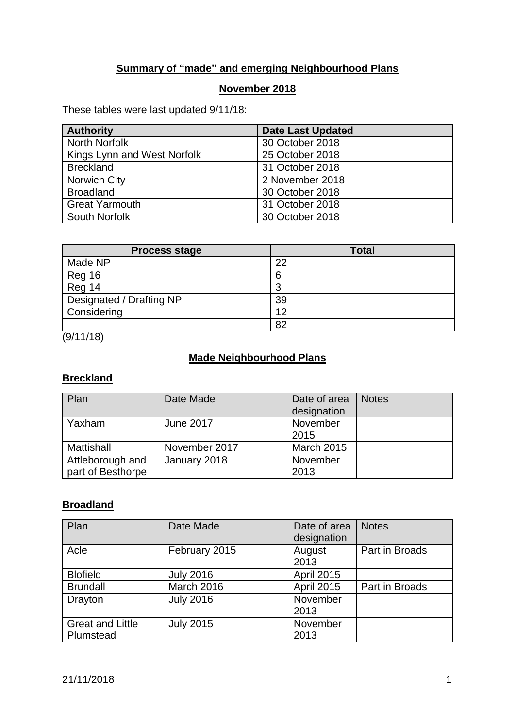# Summary of "made" and emerging Neighbourhood Plans

## November 2018

These tables were last updated 9/11/18:

| Authority | Date Last Updated |
|---|---|
| North Norfolk | 30 October 2018 |
| Kings Lynn and West Norfolk | 25 October 2018 |
| Breckland | 31 October 2018 |
| Norwich City | 2 November 2018 |
| Broadland | 30 October 2018 |
| Great Yarmouth | 31 October 2018 |
| South Norfolk | 30 October 2018 |

| Process stage | Total |
|---|---|
| Made NP | 22 |
| Reg 16 | 6 |
| Reg 14 | 3 |
| Designated / Drafting NP | 39 |
| Considering | 12 |
| | 82 |

(9/11/18)

## Made Neighbourhood Plans

### Breckland

| Plan | Date Made | Date of area designation | Notes |
|---|---|---|---|
| Yaxham | June 2017 | November 2015 | |
| Mattishall | November 2017 | March 2015 | |
| Attleborough and part of Besthorpe | January 2018 | November 2013 | |

### Broadland

| Plan | Date Made | Date of area designation | Notes |
|---|---|---|---|
| Acle | February 2015 | August 2013 | Part in Broads |
| Blofield | July 2016 | April 2015 | |
| Brundall | March 2016 | April 2015 | Part in Broads |
| Drayton | July 2016 | November 2013 | |
| Great and Little Plumstead | July 2015 | November 2013 | |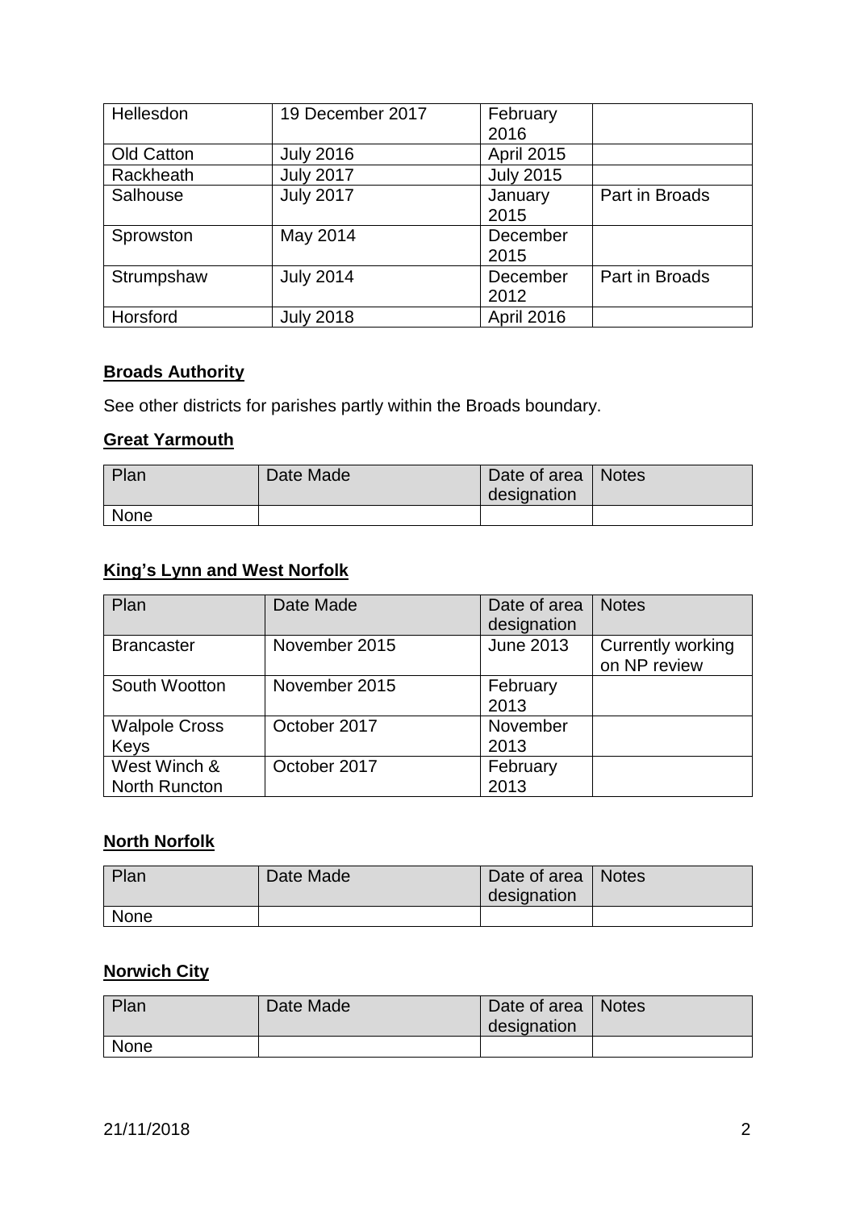| Hellesdon | 19 December 2017 | February 2016 | |
|---|---|---|---|
| Old Catton | July 2016 | April 2015 | |
| Rackheath | July 2017 | July 2015 | |
| Salhouse | July 2017 | January 2015 | Part in Broads |
| Sprowston | May 2014 | December 2015 | |
| Strumpshaw | July 2014 | December 2012 | Part in Broads |
| Horsford | July 2018 | April 2016 | |

**Broads Authority**

See other districts for parishes partly within the Broads boundary.

**Great Yarmouth**

| Plan | Date Made | Date of area designation | Notes |
|---|---|---|---|
| None | | | |

**King's Lynn and West Norfolk**

| Plan | Date Made | Date of area designation | Notes |
|---|---|---|---|
| Brancaster | November 2015 | June 2013 | Currently working on NP review |
| South Wootton | November 2015 | February 2013 | |
| Walpole Cross Keys | October 2017 | November 2013 | |
| West Winch & North Runcton | October 2017 | February 2013 | |

**North Norfolk**

| Plan | Date Made | Date of area designation | Notes |
|---|---|---|---|
| None | | | |

**Norwich City**

| Plan | Date Made | Date of area designation | Notes |
|---|---|---|---|
| None | | | |

21/11/2018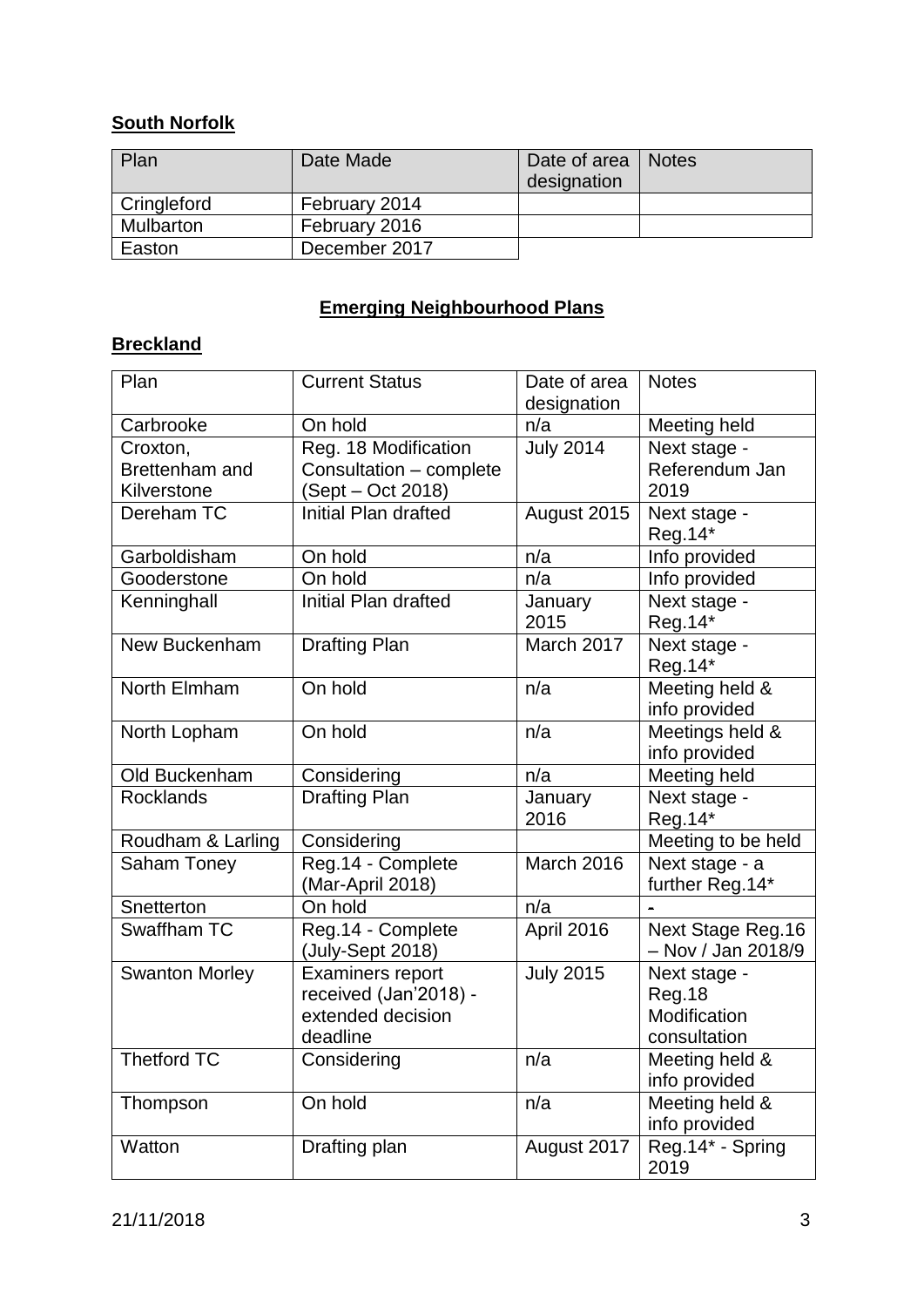**South Norfolk**

| Plan | Date Made | Date of area designation | Notes |
|---|---|---|---|
| Cringleford | February 2014 | | |
| Mulbarton | February 2016 | | |
| Easton | December 2017 | | |

## Emerging Neighbourhood Plans

**Breckland**

| Plan | Current Status | Date of area designation | Notes |
|---|---|---|---|
| Carbrooke | On hold | n/a | Meeting held |
| Croxton, Brettenham and Kilverstone | Reg. 18 Modification Consultation – complete (Sept – Oct 2018) | July 2014 | Next stage - Referendum Jan 2019 |
| Dereham TC | Initial Plan drafted | August 2015 | Next stage - Reg.14* |
| Garboldisham | On hold | n/a | Info provided |
| Gooderstone | On hold | n/a | Info provided |
| Kenninghall | Initial Plan drafted | January 2015 | Next stage - Reg.14* |
| New Buckenham | Drafting Plan | March 2017 | Next stage - Reg.14* |
| North Elmham | On hold | n/a | Meeting held & info provided |
| North Lopham | On hold | n/a | Meetings held & info provided |
| Old Buckenham | Considering | n/a | Meeting held |
| Rocklands | Drafting Plan | January 2016 | Next stage - Reg.14* |
| Roudham & Larling | Considering | | Meeting to be held |
| Saham Toney | Reg.14 - Complete (Mar-April 2018) | March 2016 | Next stage - a further Reg.14* |
| Snetterton | On hold | n/a | - |
| Swaffham TC | Reg.14 - Complete (July-Sept 2018) | April 2016 | Next Stage Reg.16 – Nov / Jan 2018/9 |
| Swanton Morley | Examiners report received (Jan'2018) - extended decision deadline | July 2015 | Next stage - Reg.18 Modification consultation |
| Thetford TC | Considering | n/a | Meeting held & info provided |
| Thompson | On hold | n/a | Meeting held & info provided |
| Watton | Drafting plan | August 2017 | Reg.14* - Spring 2019 |

21/11/2018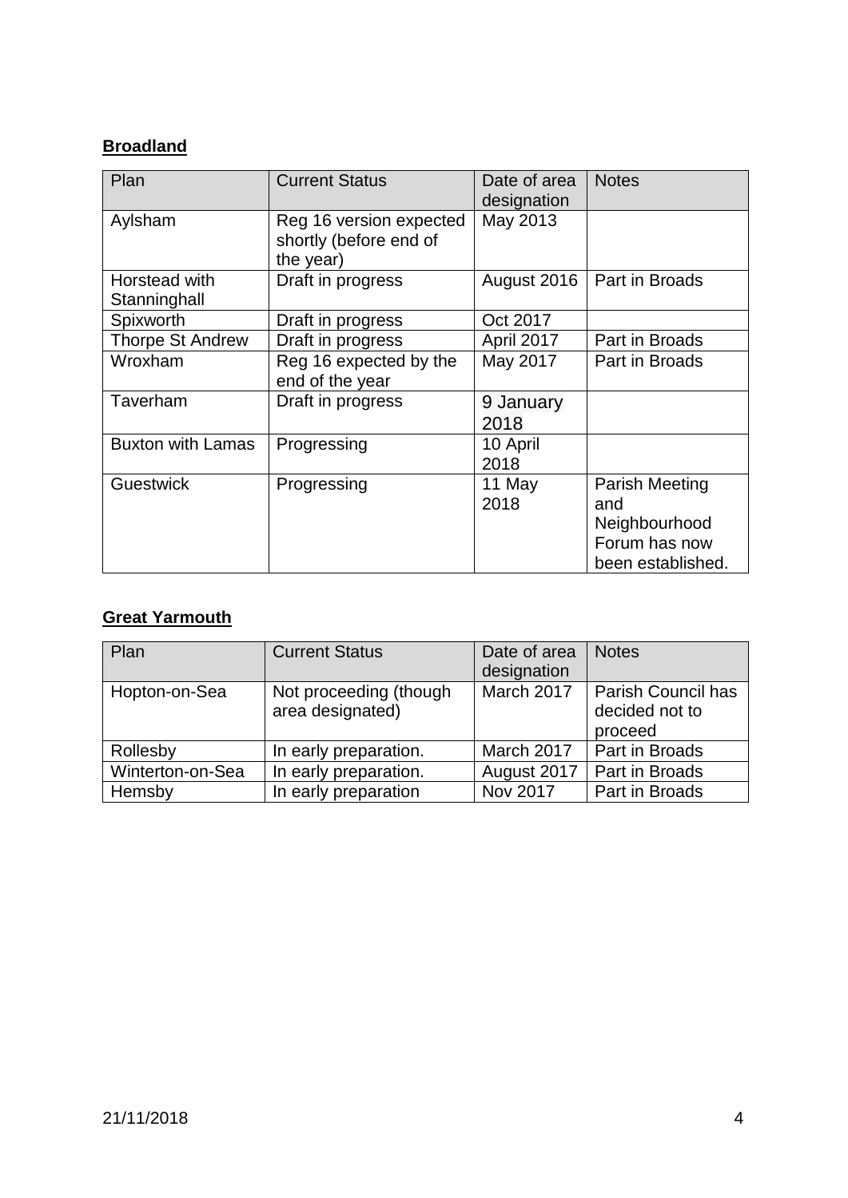**Broadland**

| Plan | Current Status | Date of area designation | Notes |
|---|---|---|---|
| Aylsham | Reg 16 version expected shortly (before end of the year) | May 2013 | |
| Horstead with Stanninghall | Draft in progress | August 2016 | Part in Broads |
| Spixworth | Draft in progress | Oct 2017 | |
| Thorpe St Andrew | Draft in progress | April 2017 | Part in Broads |
| Wroxham | Reg 16 expected by the end of the year | May 2017 | Part in Broads |
| Taverham | Draft in progress | 9 January 2018 | |
| Buxton with Lamas | Progressing | 10 April 2018 | |
| Guestwick | Progressing | 11 May 2018 | Parish Meeting and Neighbourhood Forum has now been established. |

**Great Yarmouth**

| Plan | Current Status | Date of area designation | Notes |
|---|---|---|---|
| Hopton-on-Sea | Not proceeding (though area designated) | March 2017 | Parish Council has decided not to proceed |
| Rollesby | In early preparation. | March 2017 | Part in Broads |
| Winterton-on-Sea | In early preparation. | August 2017 | Part in Broads |
| Hemsby | In early preparation | Nov 2017 | Part in Broads |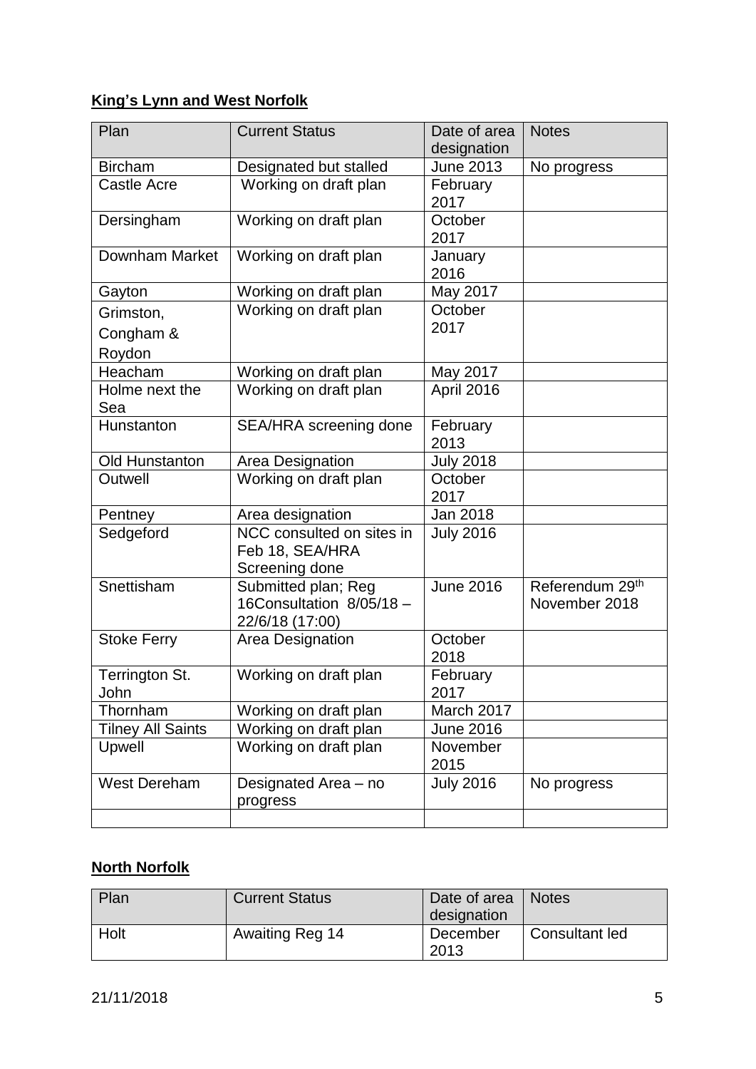## King's Lynn and West Norfolk

| Plan | Current Status | Date of area designation | Notes |
|---|---|---|---|
| Bircham | Designated but stalled | June 2013 | No progress |
| Castle Acre | Working on draft plan | February 2017 | |
| Dersingham | Working on draft plan | October 2017 | |
| Downham Market | Working on draft plan | January 2016 | |
| Gayton | Working on draft plan | May 2017 | |
| Grimston, Congham & Roydon | Working on draft plan | October 2017 | |
| Heacham | Working on draft plan | May 2017 | |
| Holme next the Sea | Working on draft plan | April 2016 | |
| Hunstanton | SEA/HRA screening done | February 2013 | |
| Old Hunstanton | Area Designation | July 2018 | |
| Outwell | Working on draft plan | October 2017 | |
| Pentney | Area designation | Jan 2018 | |
| Sedgeford | NCC consulted on sites in Feb 18, SEA/HRA Screening done | July 2016 | |
| Snettisham | Submitted plan; Reg 16Consultation 8/05/18 – 22/6/18 (17:00) | June 2016 | Referendum 29th November 2018 |
| Stoke Ferry | Area Designation | October 2018 | |
| Terrington St. John | Working on draft plan | February 2017 | |
| Thornham | Working on draft plan | March 2017 | |
| Tilney All Saints | Working on draft plan | June 2016 | |
| Upwell | Working on draft plan | November 2015 | |
| West Dereham | Designated Area – no progress | July 2016 | No progress |
| | | | |

## North Norfolk

| Plan | Current Status | Date of area designation | Notes |
|---|---|---|---|
| Holt | Awaiting Reg 14 | December 2013 | Consultant led |

21/11/2018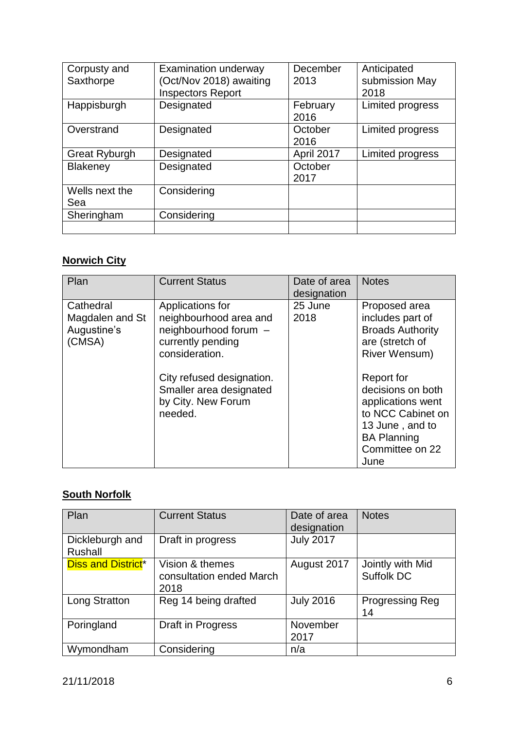| Corpusty and Saxthorpe | Examination underway (Oct/Nov 2018) awaiting Inspectors Report | December 2013 | Anticipated submission May 2018 |
|---|---|---|---|
| Happisburgh | Designated | February 2016 | Limited progress |
| Overstrand | Designated | October 2016 | Limited progress |
| Great Ryburgh | Designated | April 2017 | Limited progress |
| Blakeney | Designated | October 2017 | |
| Wells next the Sea | Considering | | |
| Sheringham | Considering | | |
| | | | |

**Norwich City**

| Plan | Current Status | Date of area designation | Notes |
|---|---|---|---|
| Cathedral Magdalen and St Augustine's (CMSA) | Applications for neighbourhood area and neighbourhood forum – currently pending consideration.<br><br>City refused designation. Smaller area designated by City. New Forum needed. | 25 June 2018 | Proposed area includes part of Broads Authority are (stretch of River Wensum)<br><br>Report for decisions on both applications went to NCC Cabinet on 13 June , and to BA Planning Committee on 22 June |

**South Norfolk**

| Plan | Current Status | Date of area designation | Notes |
|---|---|---|---|
| Dickleburgh and Rushall | Draft in progress | July 2017 | |
| Diss and District* | Vision & themes consultation ended March 2018 | August 2017 | Jointly with Mid Suffolk DC |
| Long Stratton | Reg 14 being drafted | July 2016 | Progressing Reg 14 |
| Poringland | Draft in Progress | November 2017 | |
| Wymondham | Considering | n/a | |

21/11/2018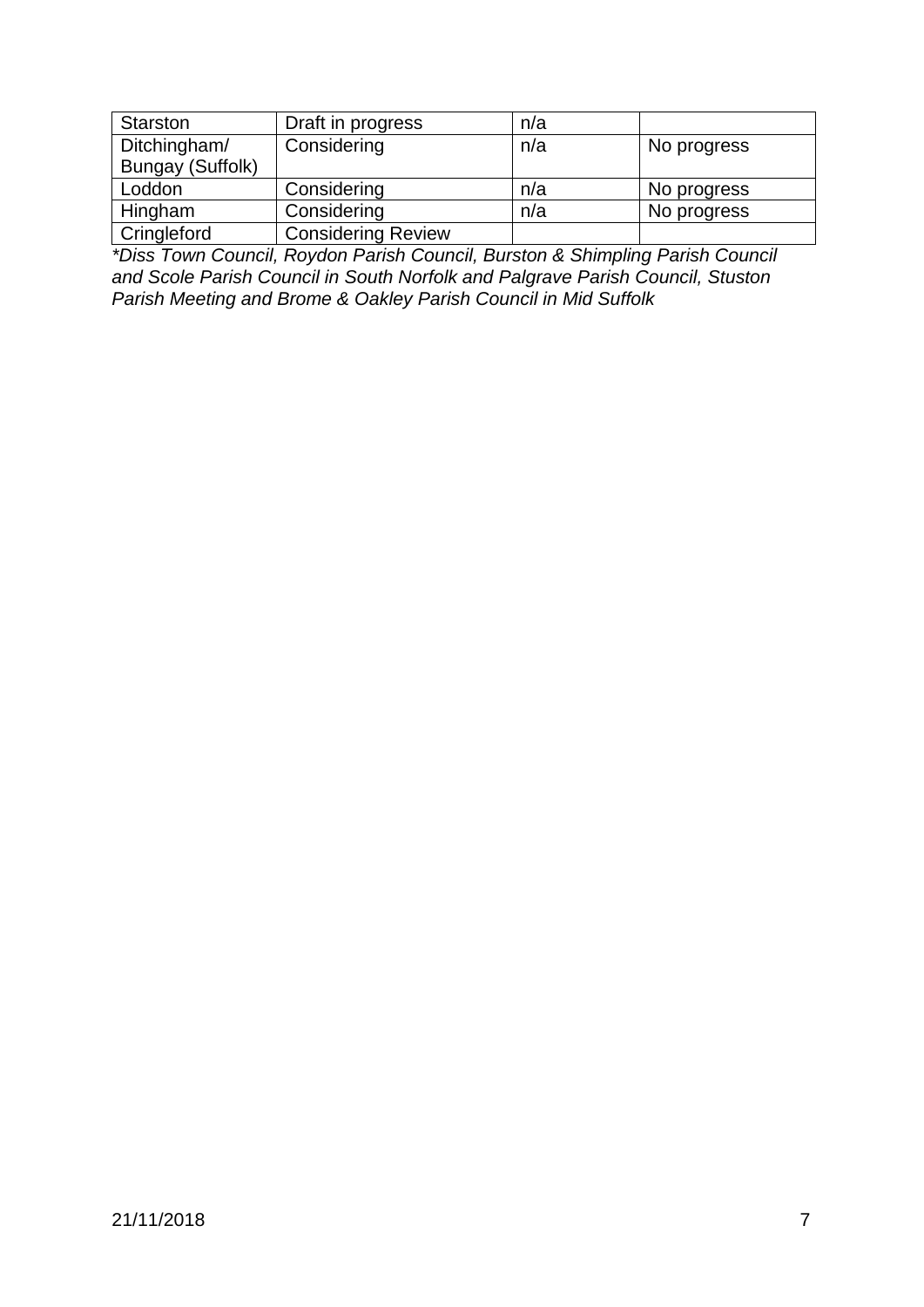| | | | |
|---|---|---|---|
| Starston | Draft in progress | n/a | |
| Ditchingham/ Bungay (Suffolk) | Considering | n/a | No progress |
| Loddon | Considering | n/a | No progress |
| Hingham | Considering | n/a | No progress |
| Cringleford | Considering Review | | |

*\*Diss Town Council, Roydon Parish Council, Burston & Shimpling Parish Council and Scole Parish Council in South Norfolk and Palgrave Parish Council, Stuston Parish Meeting and Brome & Oakley Parish Council in Mid Suffolk*

21/11/2018